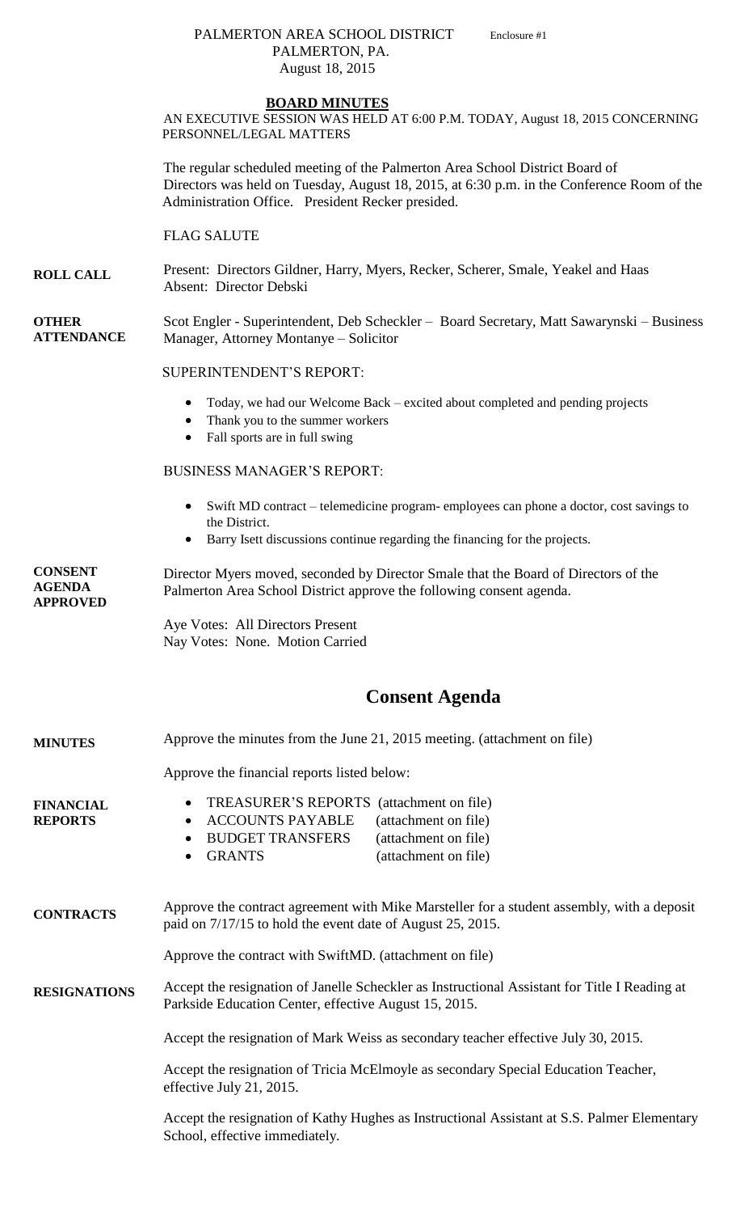PALMERTON AREA SCHOOL DISTRICT Enclosure #1
PALMERTON, PA.
August 18, 2015

## BOARD MINUTES

AN EXECUTIVE SESSION WAS HELD AT 6:00 P.M. TODAY, August 18, 2015 CONCERNING PERSONNEL/LEGAL MATTERS

The regular scheduled meeting of the Palmerton Area School District Board of Directors was held on Tuesday, August 18, 2015, at 6:30 p.m. in the Conference Room of the Administration Office. President Recker presided.

FLAG SALUTE

**ROLL CALL**

Present: Directors Gildner, Harry, Myers, Recker, Scherer, Smale, Yeakel and Haas
Absent: Director Debski

**OTHER ATTENDANCE**

Scot Engler - Superintendent, Deb Scheckler – Board Secretary, Matt Sawarynski – Business Manager, Attorney Montanye – Solicitor

SUPERINTENDENT'S REPORT:

- Today, we had our Welcome Back – excited about completed and pending projects
- Thank you to the summer workers
- Fall sports are in full swing

BUSINESS MANAGER'S REPORT:

- Swift MD contract – telemedicine program- employees can phone a doctor, cost savings to the District.
- Barry Isett discussions continue regarding the financing for the projects.

**CONSENT AGENDA APPROVED**

Director Myers moved, seconded by Director Smale that the Board of Directors of the Palmerton Area School District approve the following consent agenda.

Aye Votes: All Directors Present
Nay Votes: None. Motion Carried

# Consent Agenda

**MINUTES**

Approve the minutes from the June 21, 2015 meeting. (attachment on file)

Approve the financial reports listed below:

**FINANCIAL REPORTS**

- TREASURER'S REPORTS (attachment on file)
- ACCOUNTS PAYABLE (attachment on file)
- BUDGET TRANSFERS (attachment on file)
- GRANTS (attachment on file)

**CONTRACTS**

Approve the contract agreement with Mike Marsteller for a student assembly, with a deposit paid on 7/17/15 to hold the event date of August 25, 2015.

Approve the contract with SwiftMD. (attachment on file)

**RESIGNATIONS**

Accept the resignation of Janelle Scheckler as Instructional Assistant for Title I Reading at Parkside Education Center, effective August 15, 2015.

Accept the resignation of Mark Weiss as secondary teacher effective July 30, 2015.

Accept the resignation of Tricia McElmoyle as secondary Special Education Teacher, effective July 21, 2015.

Accept the resignation of Kathy Hughes as Instructional Assistant at S.S. Palmer Elementary School, effective immediately.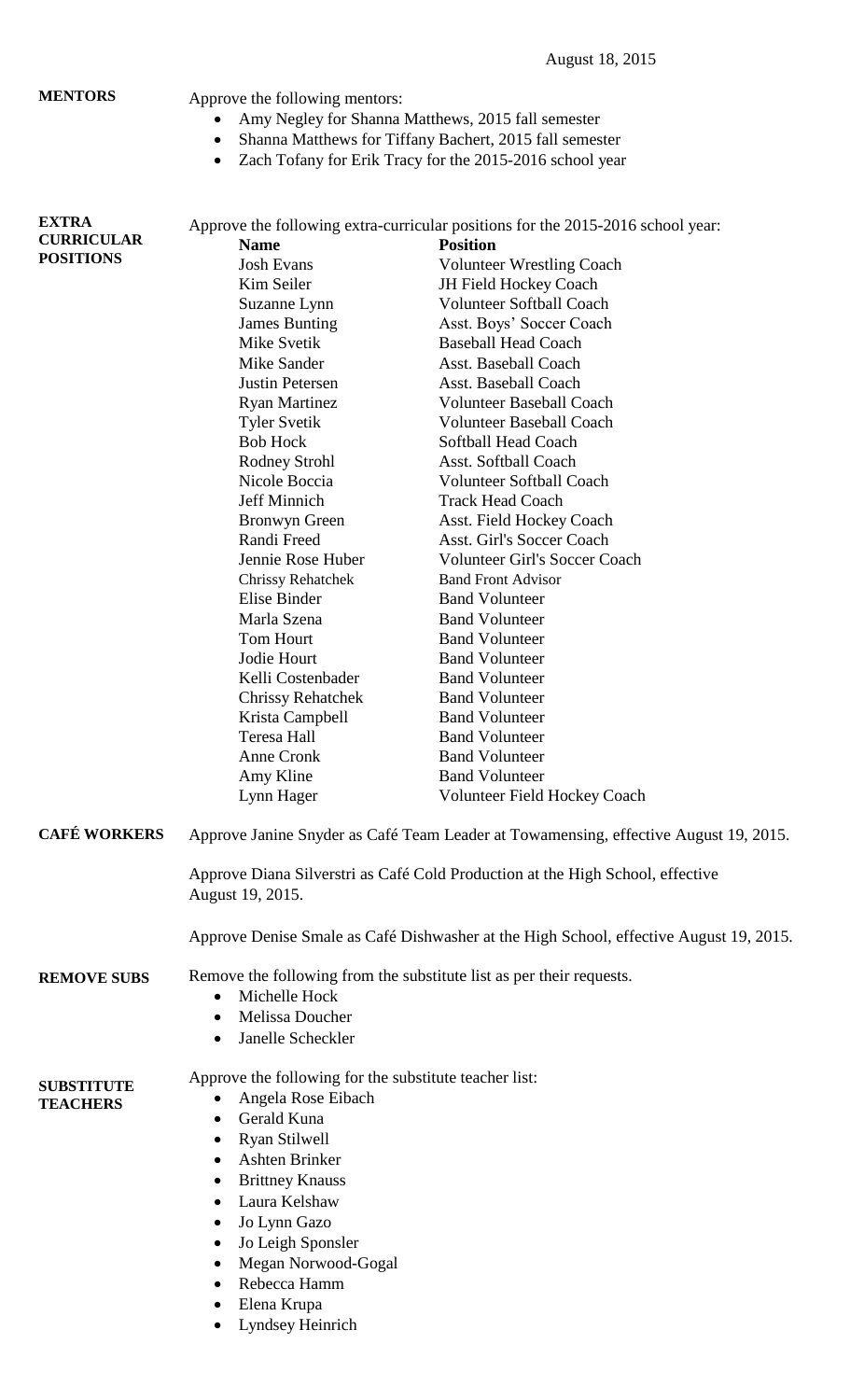August 18, 2015

**MENTORS**

Approve the following mentors:

- Amy Negley for Shanna Matthews, 2015 fall semester
- Shanna Matthews for Tiffany Bachert, 2015 fall semester
- Zach Tofany for Erik Tracy for the 2015-2016 school year

**EXTRA CURRICULAR POSITIONS**

Approve the following extra-curricular positions for the 2015-2016 school year:

| Name | Position |
|---|---|
| Josh Evans | Volunteer Wrestling Coach |
| Kim Seiler | JH Field Hockey Coach |
| Suzanne Lynn | Volunteer Softball Coach |
| James Bunting | Asst. Boys' Soccer Coach |
| Mike Svetik | Baseball Head Coach |
| Mike Sander | Asst. Baseball Coach |
| Justin Petersen | Asst. Baseball Coach |
| Ryan Martinez | Volunteer Baseball Coach |
| Tyler Svetik | Volunteer Baseball Coach |
| Bob Hock | Softball Head Coach |
| Rodney Strohl | Asst. Softball Coach |
| Nicole Boccia | Volunteer Softball Coach |
| Jeff Minnich | Track Head Coach |
| Bronwyn Green | Asst. Field Hockey Coach |
| Randi Freed | Asst. Girl's Soccer Coach |
| Jennie Rose Huber | Volunteer Girl's Soccer Coach |
| Chrissy Rehatchek | Band Front Advisor |
| Elise Binder | Band Volunteer |
| Marla Szena | Band Volunteer |
| Tom Hourt | Band Volunteer |
| Jodie Hourt | Band Volunteer |
| Kelli Costenbader | Band Volunteer |
| Chrissy Rehatchek | Band Volunteer |
| Krista Campbell | Band Volunteer |
| Teresa Hall | Band Volunteer |
| Anne Cronk | Band Volunteer |
| Amy Kline | Band Volunteer |
| Lynn Hager | Volunteer Field Hockey Coach |

**CAFÉ WORKERS**

Approve Janine Snyder as Café Team Leader at Towamensing, effective August 19, 2015.

Approve Diana Silverstri as Café Cold Production at the High School, effective August 19, 2015.

Approve Denise Smale as Café Dishwasher at the High School, effective August 19, 2015.

**REMOVE SUBS**

Remove the following from the substitute list as per their requests.

- Michelle Hock
- Melissa Doucher
- Janelle Scheckler

**SUBSTITUTE TEACHERS**

Approve the following for the substitute teacher list:

- Angela Rose Eibach
- Gerald Kuna
- Ryan Stilwell
- Ashten Brinker
- Brittney Knauss
- Laura Kelshaw
- Jo Lynn Gazo
- Jo Leigh Sponsler
- Megan Norwood-Gogal
- Rebecca Hamm
- Elena Krupa
- Lyndsey Heinrich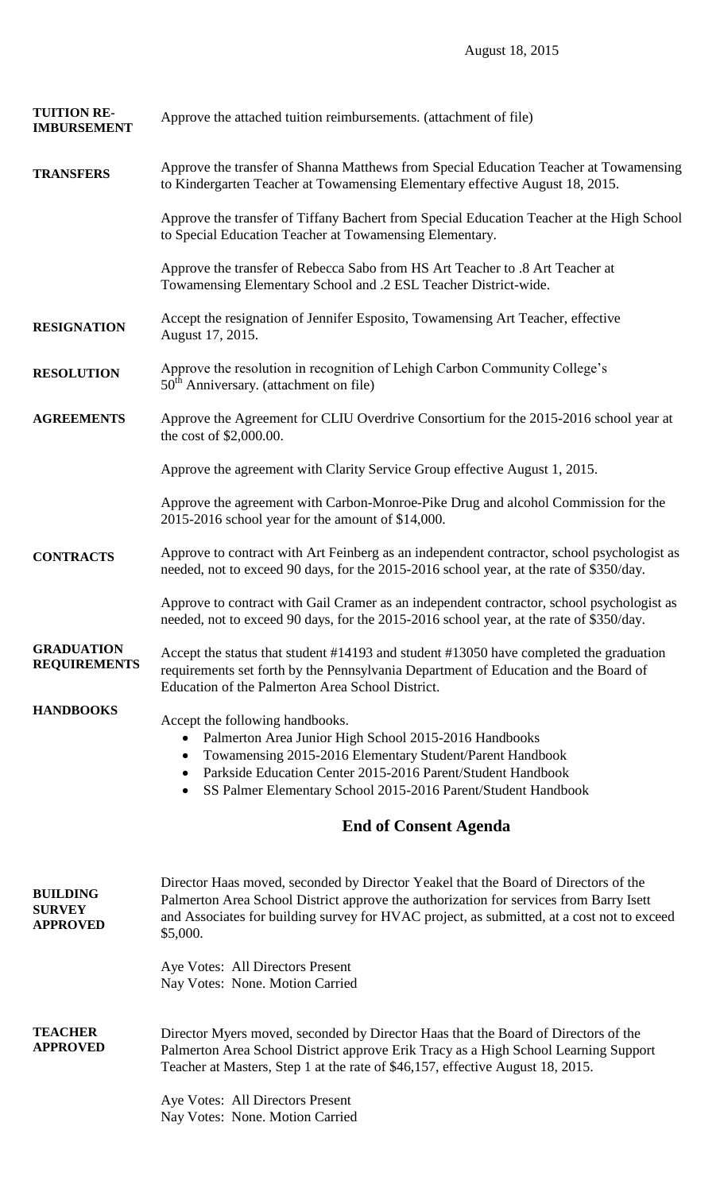August 18, 2015

**TUITION RE-IMBURSEMENT** Approve the attached tuition reimbursements. (attachment of file)

**TRANSFERS** Approve the transfer of Shanna Matthews from Special Education Teacher at Towamensing to Kindergarten Teacher at Towamensing Elementary effective August 18, 2015.

Approve the transfer of Tiffany Bachert from Special Education Teacher at the High School to Special Education Teacher at Towamensing Elementary.

Approve the transfer of Rebecca Sabo from HS Art Teacher to .8 Art Teacher at Towamensing Elementary School and .2 ESL Teacher District-wide.

**RESIGNATION** Accept the resignation of Jennifer Esposito, Towamensing Art Teacher, effective August 17, 2015.

**RESOLUTION** Approve the resolution in recognition of Lehigh Carbon Community College's 50th Anniversary. (attachment on file)

**AGREEMENTS** Approve the Agreement for CLIU Overdrive Consortium for the 2015-2016 school year at the cost of $2,000.00.

Approve the agreement with Clarity Service Group effective August 1, 2015.

Approve the agreement with Carbon-Monroe-Pike Drug and alcohol Commission for the 2015-2016 school year for the amount of $14,000.

**CONTRACTS** Approve to contract with Art Feinberg as an independent contractor, school psychologist as needed, not to exceed 90 days, for the 2015-2016 school year, at the rate of $350/day.

Approve to contract with Gail Cramer as an independent contractor, school psychologist as needed, not to exceed 90 days, for the 2015-2016 school year, at the rate of $350/day.

**GRADUATION REQUIREMENTS** Accept the status that student #14193 and student #13050 have completed the graduation requirements set forth by the Pennsylvania Department of Education and the Board of Education of the Palmerton Area School District.

**HANDBOOKS** Accept the following handbooks.

- Palmerton Area Junior High School 2015-2016 Handbooks
- Towamensing 2015-2016 Elementary Student/Parent Handbook
- Parkside Education Center 2015-2016 Parent/Student Handbook
- SS Palmer Elementary School 2015-2016 Parent/Student Handbook

## End of Consent Agenda

**BUILDING SURVEY APPROVED** Director Haas moved, seconded by Director Yeakel that the Board of Directors of the Palmerton Area School District approve the authorization for services from Barry Isett and Associates for building survey for HVAC project, as submitted, at a cost not to exceed $5,000.

Aye Votes: All Directors Present
Nay Votes: None. Motion Carried

**TEACHER APPROVED** Director Myers moved, seconded by Director Haas that the Board of Directors of the Palmerton Area School District approve Erik Tracy as a High School Learning Support Teacher at Masters, Step 1 at the rate of $46,157, effective August 18, 2015.

Aye Votes: All Directors Present
Nay Votes: None. Motion Carried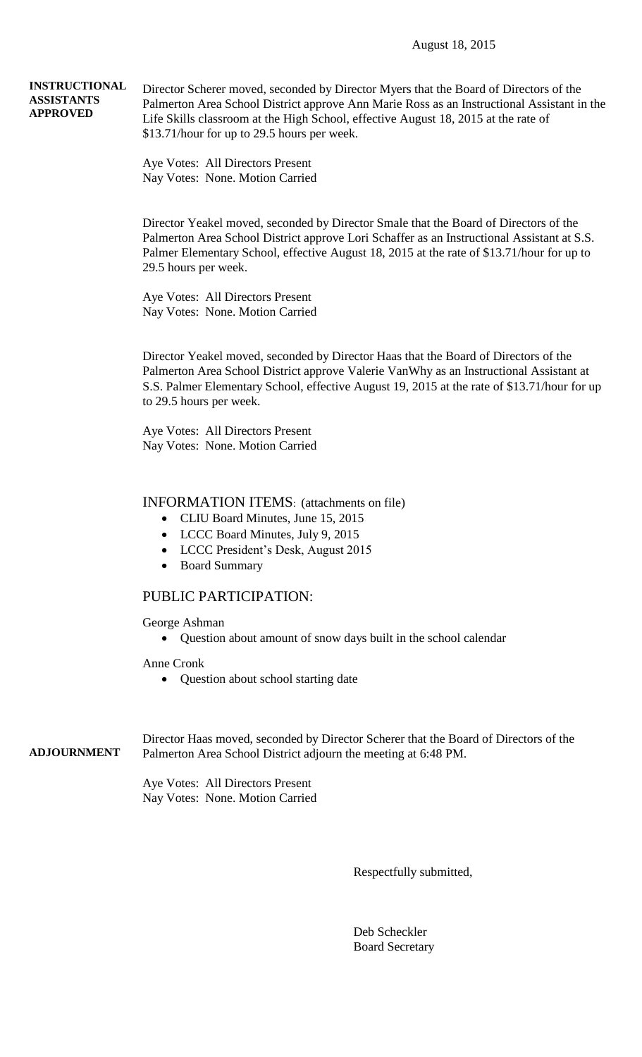August 18, 2015

**INSTRUCTIONAL ASSISTANTS APPROVED**

Director Scherer moved, seconded by Director Myers that the Board of Directors of the Palmerton Area School District approve Ann Marie Ross as an Instructional Assistant in the Life Skills classroom at the High School, effective August 18, 2015 at the rate of $13.71/hour for up to 29.5 hours per week.

Aye Votes: All Directors Present
Nay Votes: None. Motion Carried

Director Yeakel moved, seconded by Director Smale that the Board of Directors of the Palmerton Area School District approve Lori Schaffer as an Instructional Assistant at S.S. Palmer Elementary School, effective August 18, 2015 at the rate of $13.71/hour for up to 29.5 hours per week.

Aye Votes: All Directors Present
Nay Votes: None. Motion Carried

Director Yeakel moved, seconded by Director Haas that the Board of Directors of the Palmerton Area School District approve Valerie VanWhy as an Instructional Assistant at S.S. Palmer Elementary School, effective August 19, 2015 at the rate of $13.71/hour for up to 29.5 hours per week.

Aye Votes: All Directors Present
Nay Votes: None. Motion Carried

## INFORMATION ITEMS: (attachments on file)

- CLIU Board Minutes, June 15, 2015
- LCCC Board Minutes, July 9, 2015
- LCCC President's Desk, August 2015
- Board Summary

## PUBLIC PARTICIPATION:

George Ashman

- Question about amount of snow days built in the school calendar

Anne Cronk

- Question about school starting date

**ADJOURNMENT**

Director Haas moved, seconded by Director Scherer that the Board of Directors of the Palmerton Area School District adjourn the meeting at 6:48 PM.

Aye Votes: All Directors Present
Nay Votes: None. Motion Carried

Respectfully submitted,

Deb Scheckler
Board Secretary